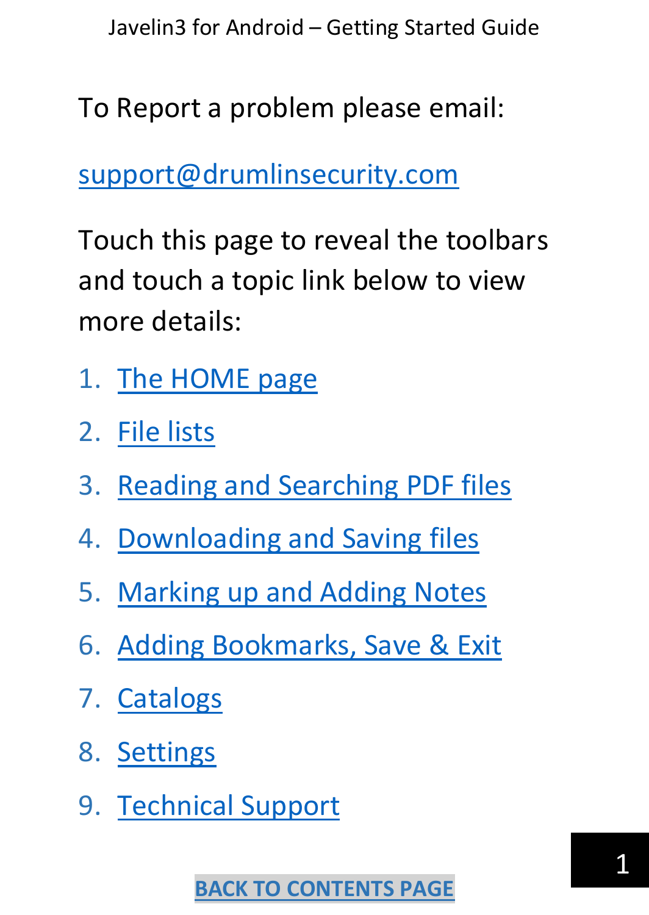To Report a problem please email:

support@drumlinsecurity.com

Touch this page to reveal the toolbars and touch a topic link below to view more details:

1. The HOME page
2. File lists
3. Reading and Searching PDF files
4. Downloading and Saving files
5. Marking up and Adding Notes
6. Adding Bookmarks, Save & Exit
7. Catalogs
8. Settings
9. Technical Support

**BACK TO CONTENTS PAGE**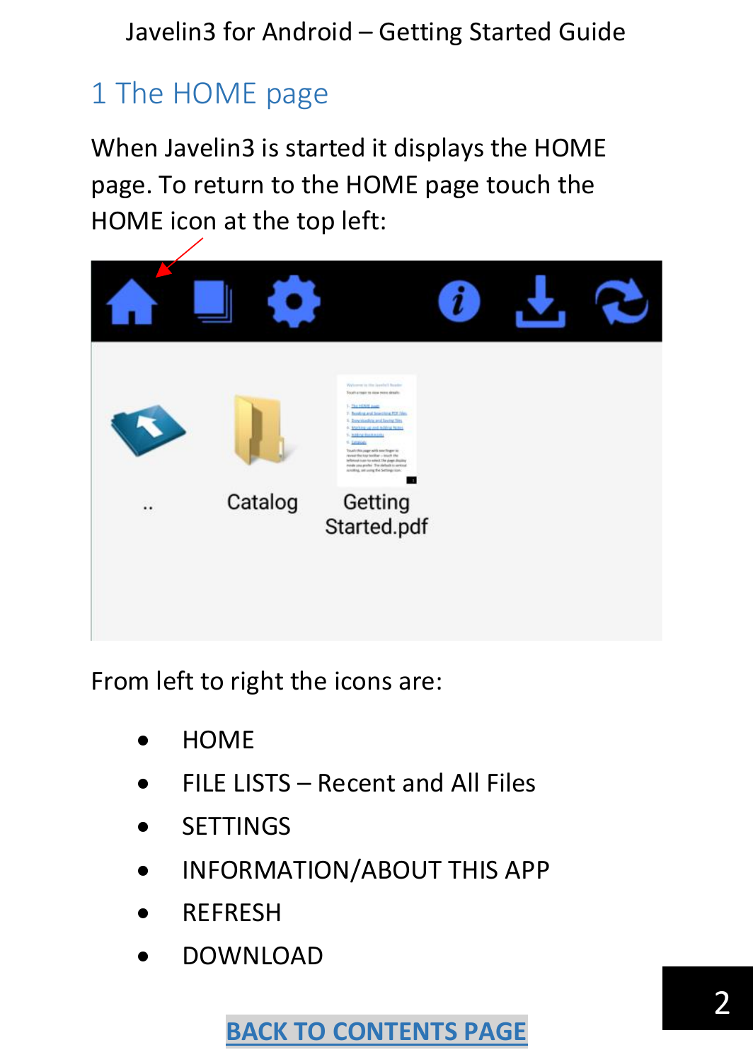# 1 The HOME page

When Javelin3 is started it displays the HOME page. To return to the HOME page touch the HOME icon at the top left:

From left to right the icons are:

- HOME
- FILE LISTS – Recent and All Files
- SETTINGS
- INFORMATION/ABOUT THIS APP
- REFRESH
- DOWNLOAD

**BACK TO CONTENTS PAGE**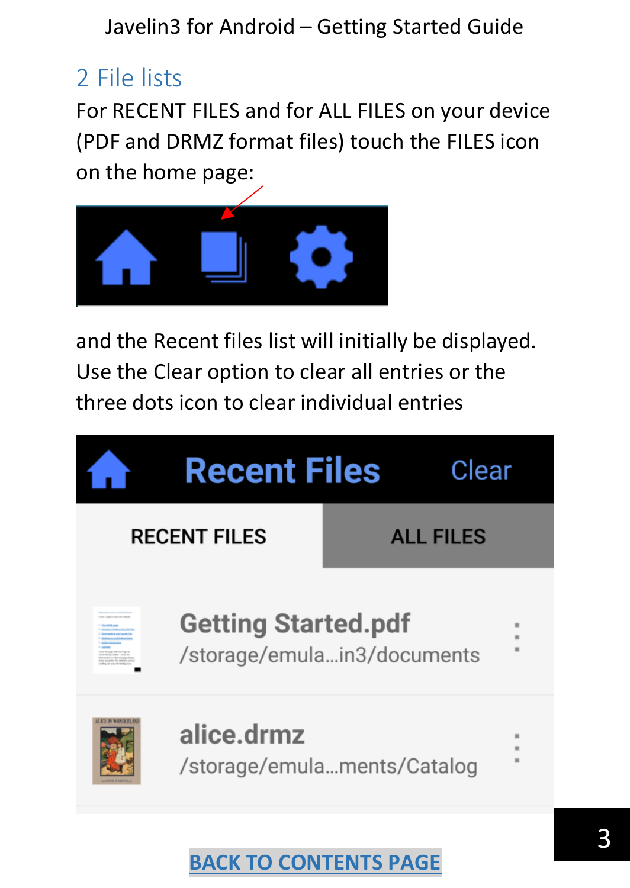## 2 File lists

For RECENT FILES and for ALL FILES on your device (PDF and DRMZ format files) touch the FILES icon on the home page:

and the Recent files list will initially be displayed. Use the Clear option to clear all entries or the three dots icon to clear individual entries

BACK TO CONTENTS PAGE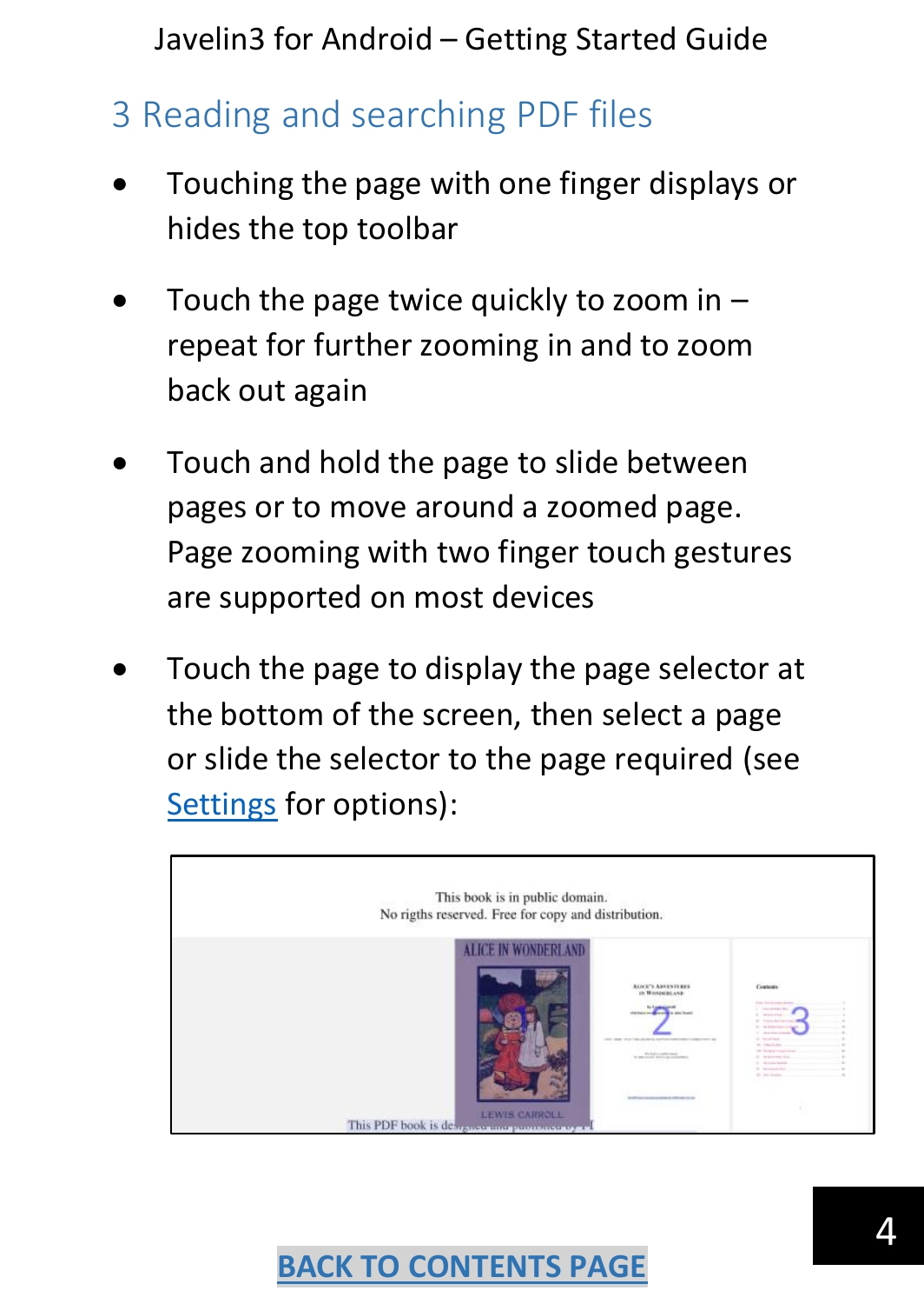# 3 Reading and searching PDF files

- Touching the page with one finger displays or hides the top toolbar
- Touch the page twice quickly to zoom in – repeat for further zooming in and to zoom back out again
- Touch and hold the page to slide between pages or to move around a zoomed page. Page zooming with two finger touch gestures are supported on most devices
- Touch the page to display the page selector at the bottom of the screen, then select a page or slide the selector to the page required (see Settings for options):

BACK TO CONTENTS PAGE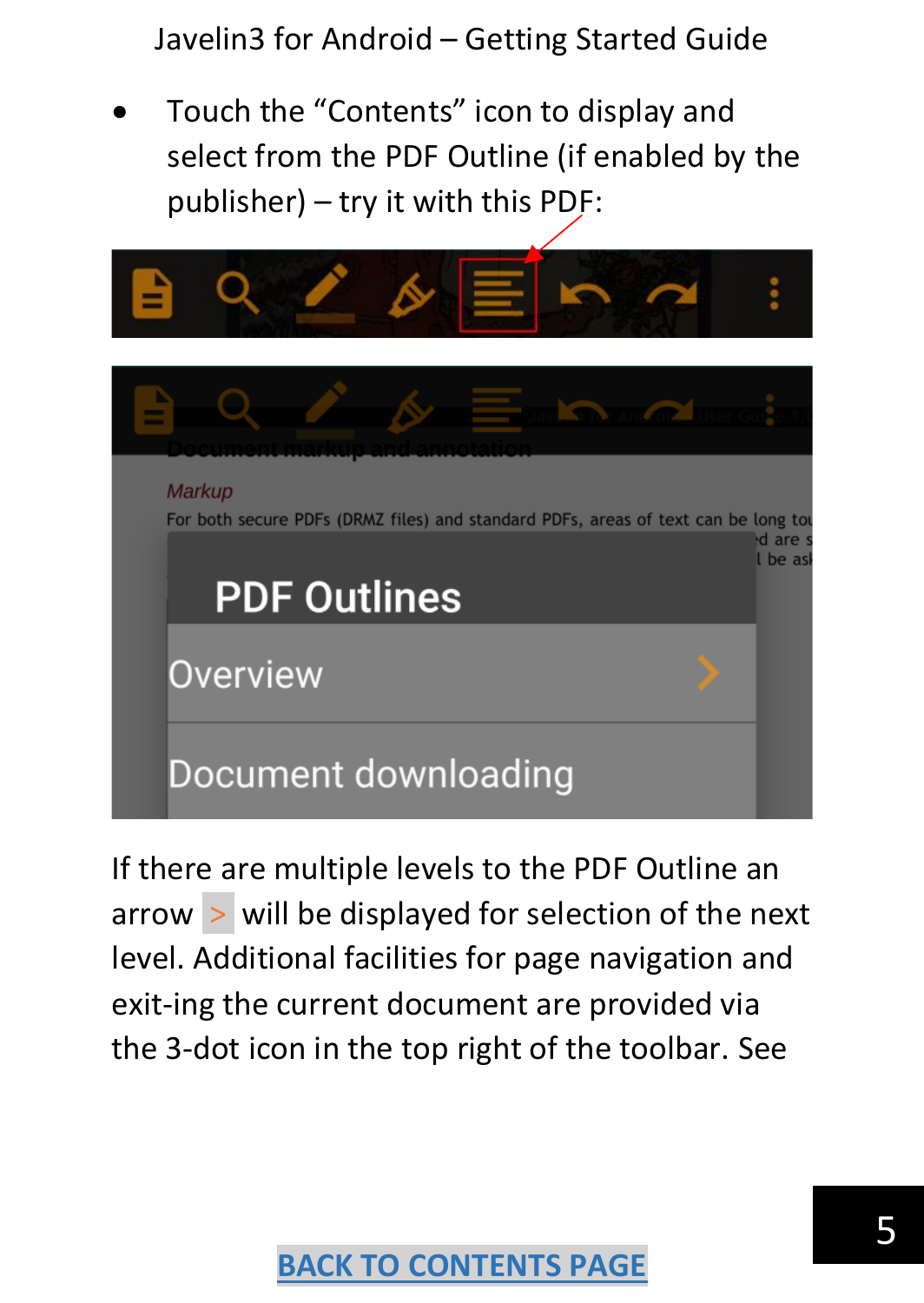- Touch the "Contents" icon to display and select from the PDF Outline (if enabled by the publisher) – try it with this PDF:

If there are multiple levels to the PDF Outline an arrow > will be displayed for selection of the next level. Additional facilities for page navigation and exit-ing the current document are provided via the 3-dot icon in the top right of the toolbar. See

BACK TO CONTENTS PAGE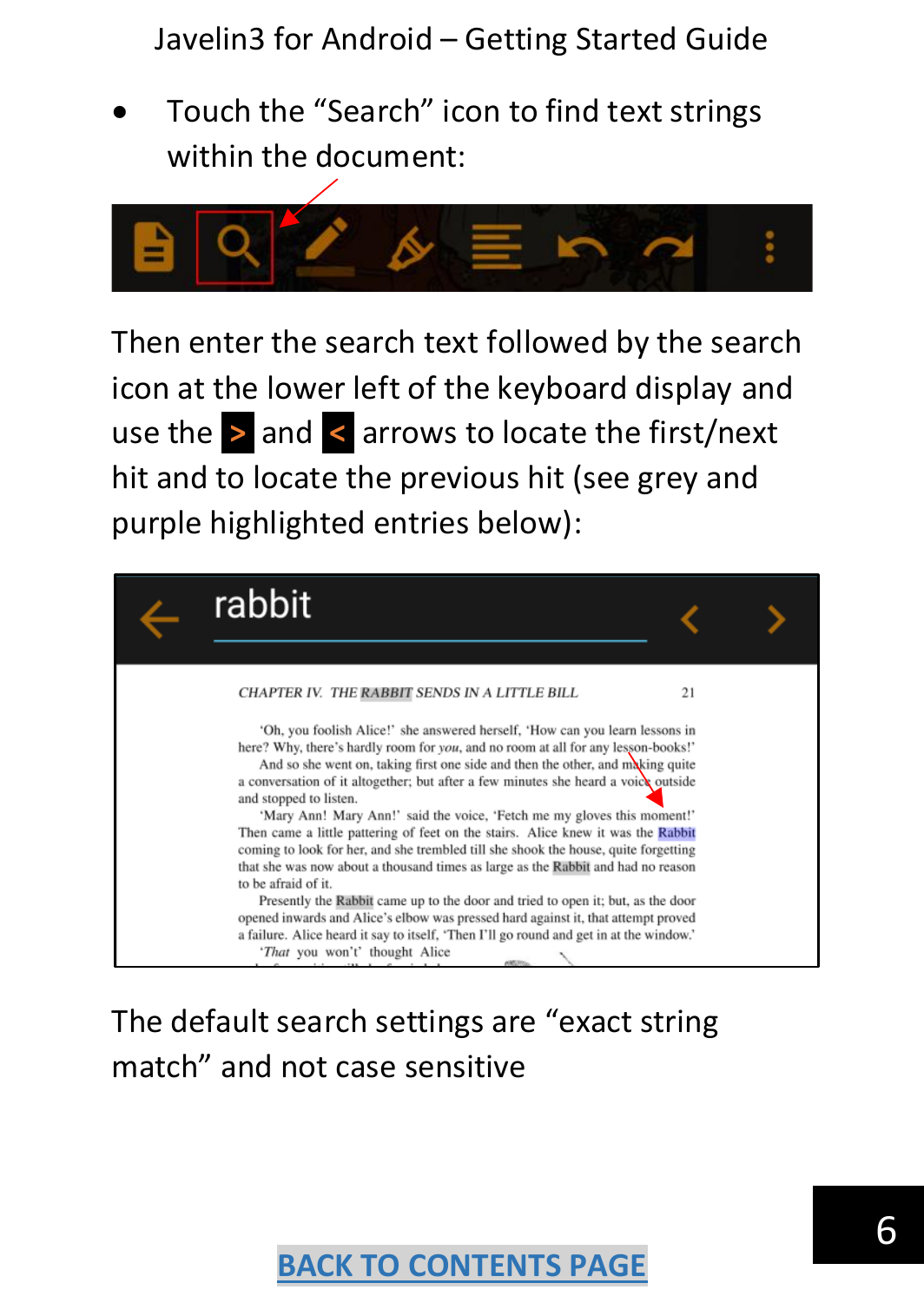- Touch the “Search” icon to find text strings within the document:

Then enter the search text followed by the search icon at the lower left of the keyboard display and use the > and < arrows to locate the first/next hit and to locate the previous hit (see grey and purple highlighted entries below):

The default search settings are “exact string match” and not case sensitive

BACK TO CONTENTS PAGE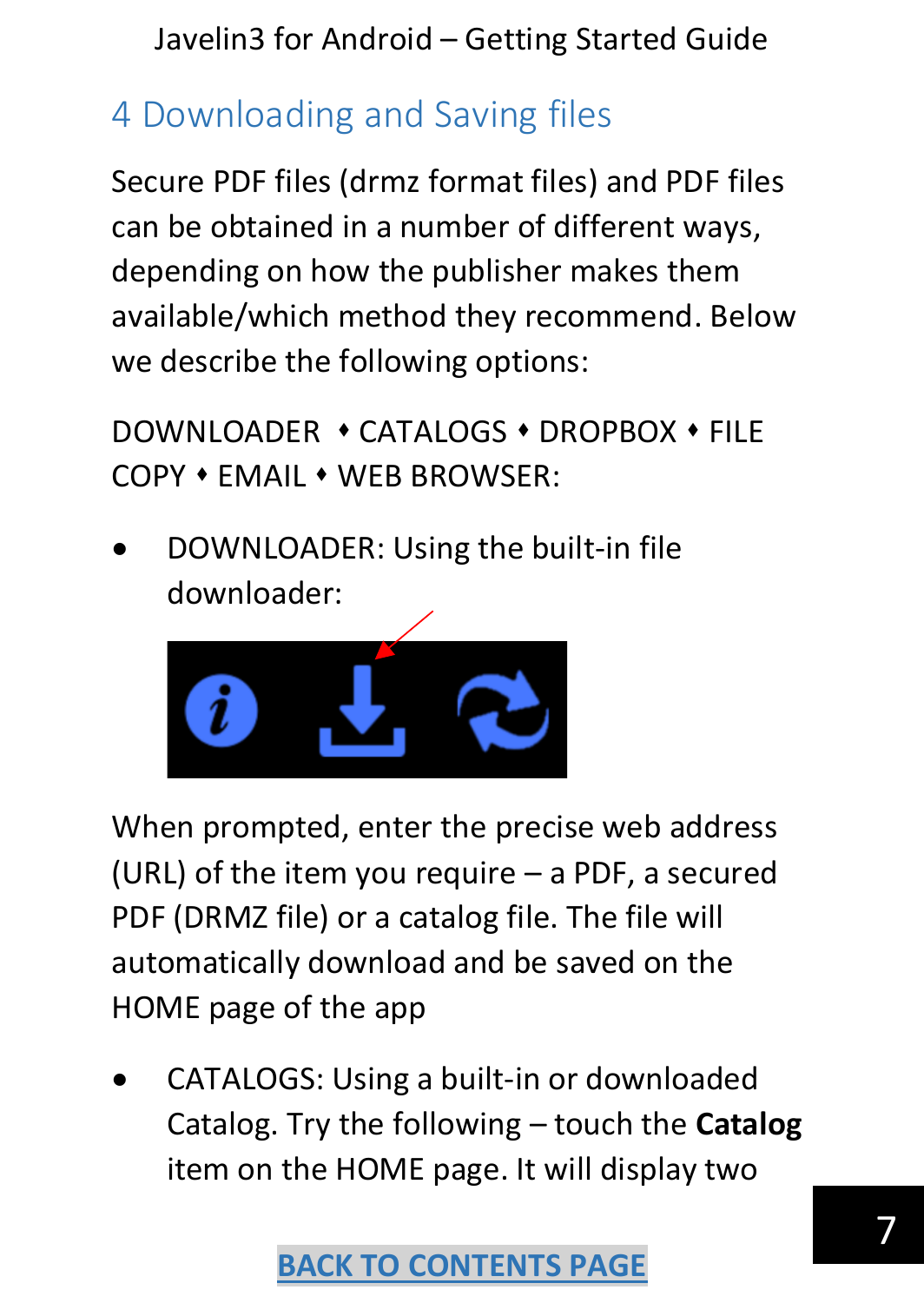## 4 Downloading and Saving files

Secure PDF files (drmz format files) and PDF files can be obtained in a number of different ways, depending on how the publisher makes them available/which method they recommend. Below we describe the following options:

DOWNLOADER ♦ CATALOGS ♦ DROPBOX ♦ FILE COPY ♦ EMAIL ♦ WEB BROWSER:

- DOWNLOADER: Using the built-in file downloader:

When prompted, enter the precise web address (URL) of the item you require – a PDF, a secured PDF (DRMZ file) or a catalog file. The file will automatically download and be saved on the HOME page of the app

- CATALOGS: Using a built-in or downloaded Catalog. Try the following – touch the **Catalog** item on the HOME page. It will display two

BACK TO CONTENTS PAGE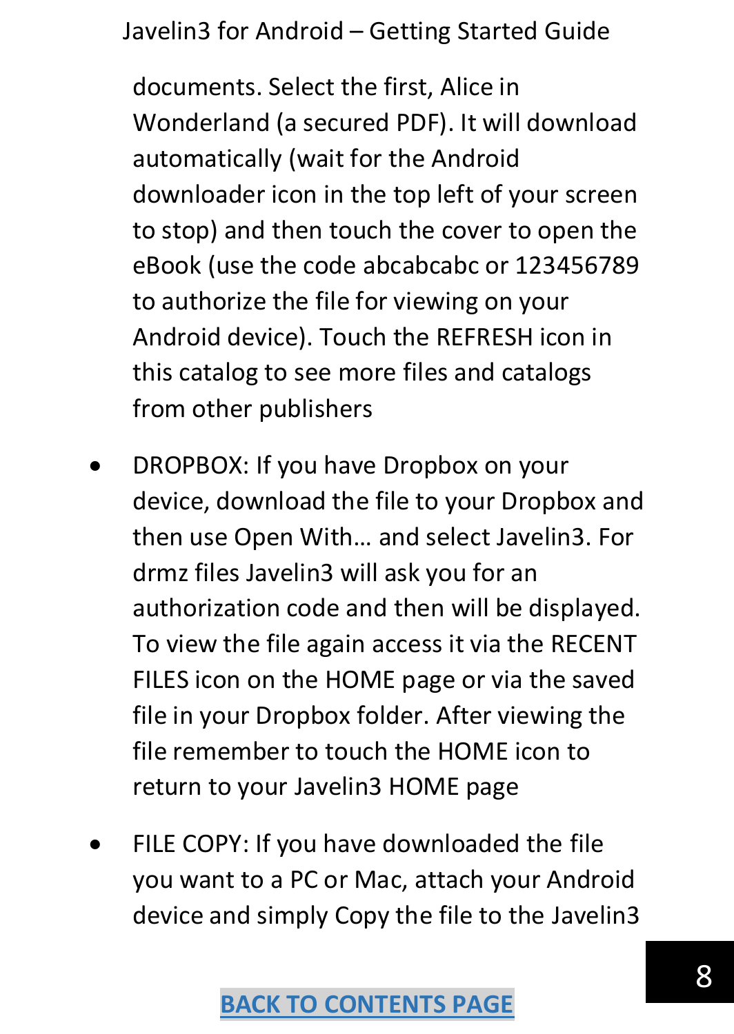documents. Select the first, Alice in Wonderland (a secured PDF). It will download automatically (wait for the Android downloader icon in the top left of your screen to stop) and then touch the cover to open the eBook (use the code abcabcabc or 123456789 to authorize the file for viewing on your Android device). Touch the REFRESH icon in this catalog to see more files and catalogs from other publishers

- DROPBOX: If you have Dropbox on your device, download the file to your Dropbox and then use Open With… and select Javelin3. For drmz files Javelin3 will ask you for an authorization code and then will be displayed. To view the file again access it via the RECENT FILES icon on the HOME page or via the saved file in your Dropbox folder. After viewing the file remember to touch the HOME icon to return to your Javelin3 HOME page

- FILE COPY: If you have downloaded the file you want to a PC or Mac, attach your Android device and simply Copy the file to the Javelin3

**BACK TO CONTENTS PAGE**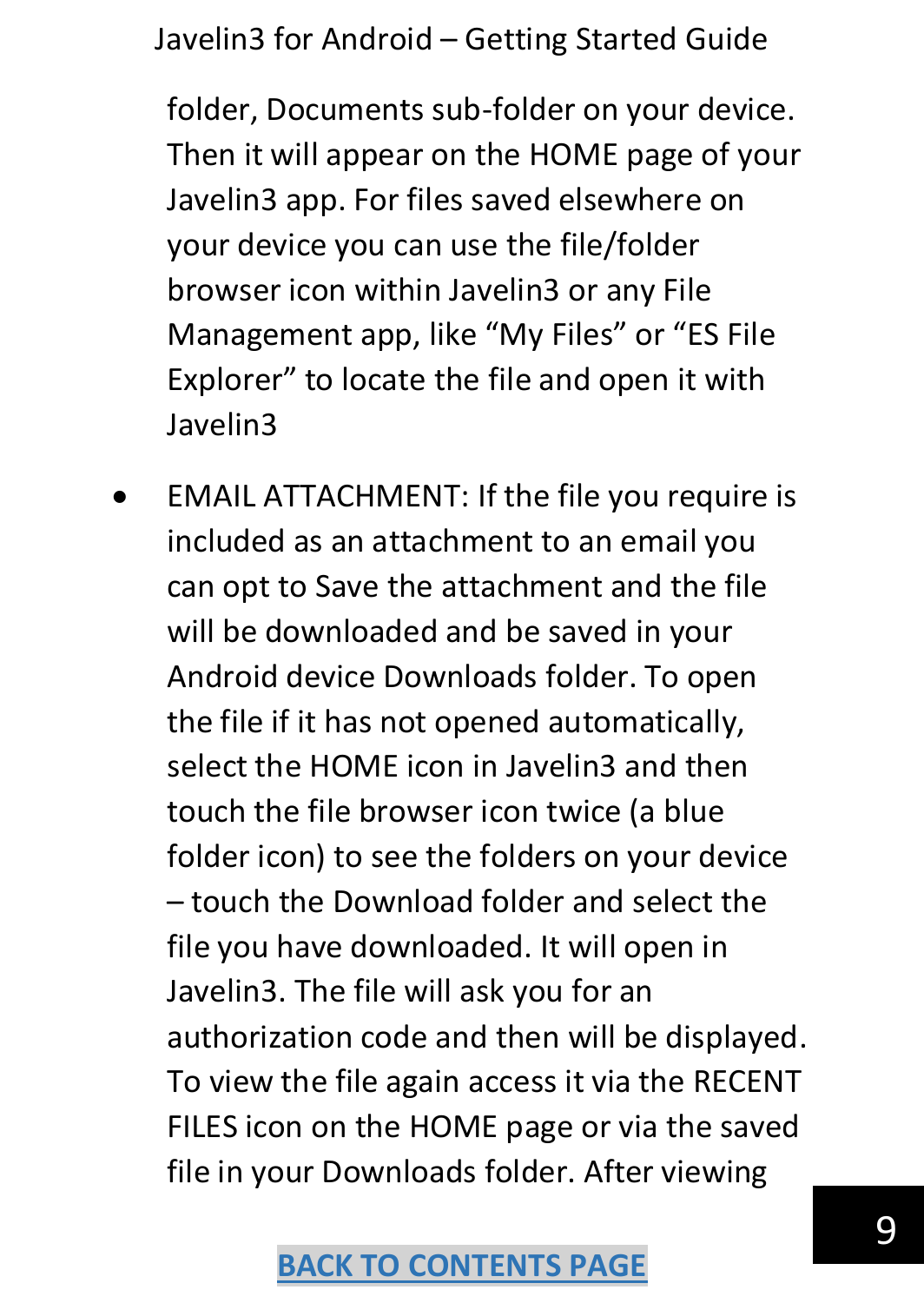folder, Documents sub-folder on your device. Then it will appear on the HOME page of your Javelin3 app. For files saved elsewhere on your device you can use the file/folder browser icon within Javelin3 or any File Management app, like "My Files" or "ES File Explorer" to locate the file and open it with Javelin3

- EMAIL ATTACHMENT: If the file you require is included as an attachment to an email you can opt to Save the attachment and the file will be downloaded and be saved in your Android device Downloads folder. To open the file if it has not opened automatically, select the HOME icon in Javelin3 and then touch the file browser icon twice (a blue folder icon) to see the folders on your device – touch the Download folder and select the file you have downloaded. It will open in Javelin3. The file will ask you for an authorization code and then will be displayed. To view the file again access it via the RECENT FILES icon on the HOME page or via the saved file in your Downloads folder. After viewing

**BACK TO CONTENTS PAGE**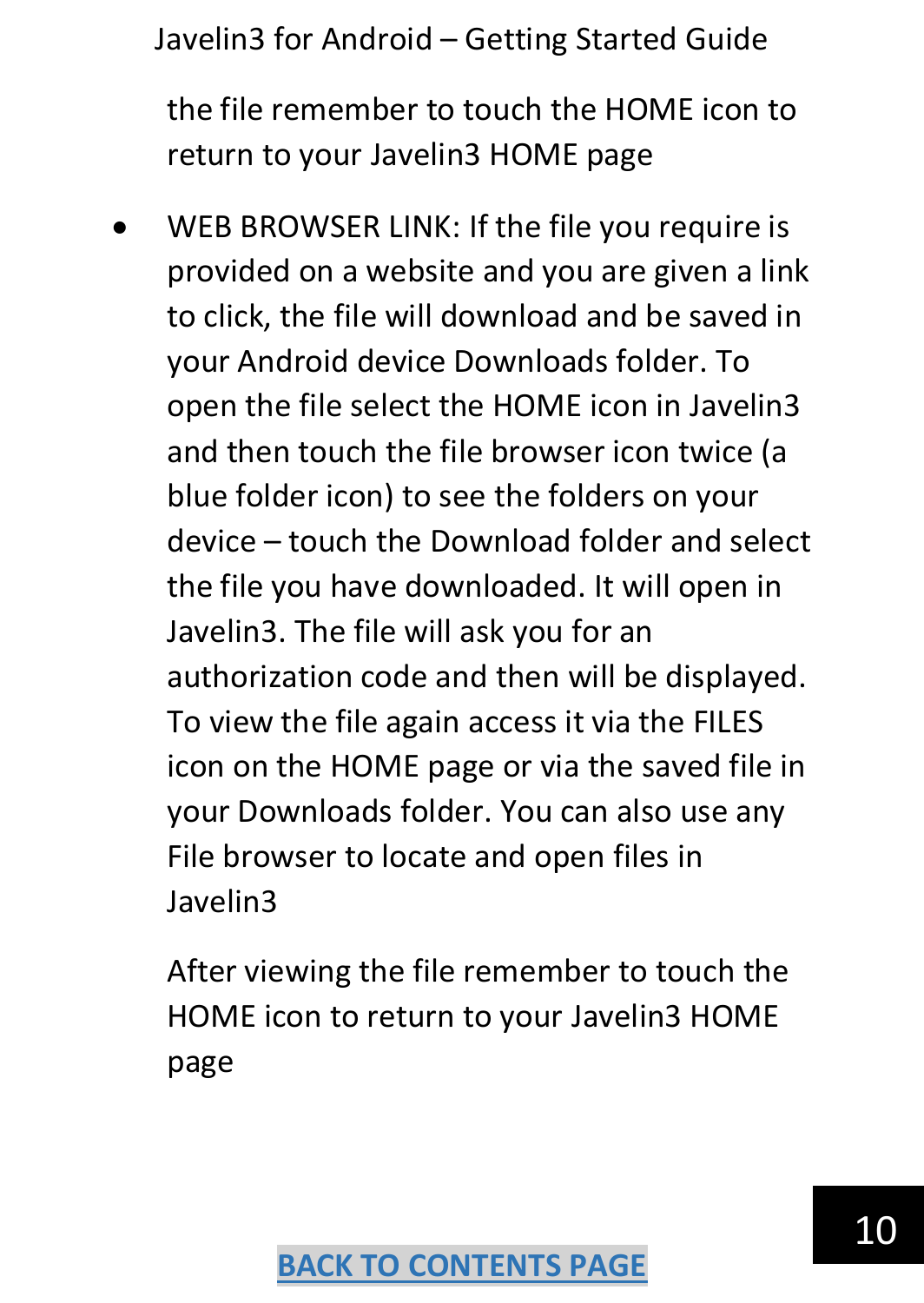the file remember to touch the HOME icon to return to your Javelin3 HOME page

- WEB BROWSER LINK: If the file you require is provided on a website and you are given a link to click, the file will download and be saved in your Android device Downloads folder. To open the file select the HOME icon in Javelin3 and then touch the file browser icon twice (a blue folder icon) to see the folders on your device – touch the Download folder and select the file you have downloaded. It will open in Javelin3. The file will ask you for an authorization code and then will be displayed. To view the file again access it via the FILES icon on the HOME page or via the saved file in your Downloads folder. You can also use any File browser to locate and open files in Javelin3

  After viewing the file remember to touch the HOME icon to return to your Javelin3 HOME page

**BACK TO CONTENTS PAGE**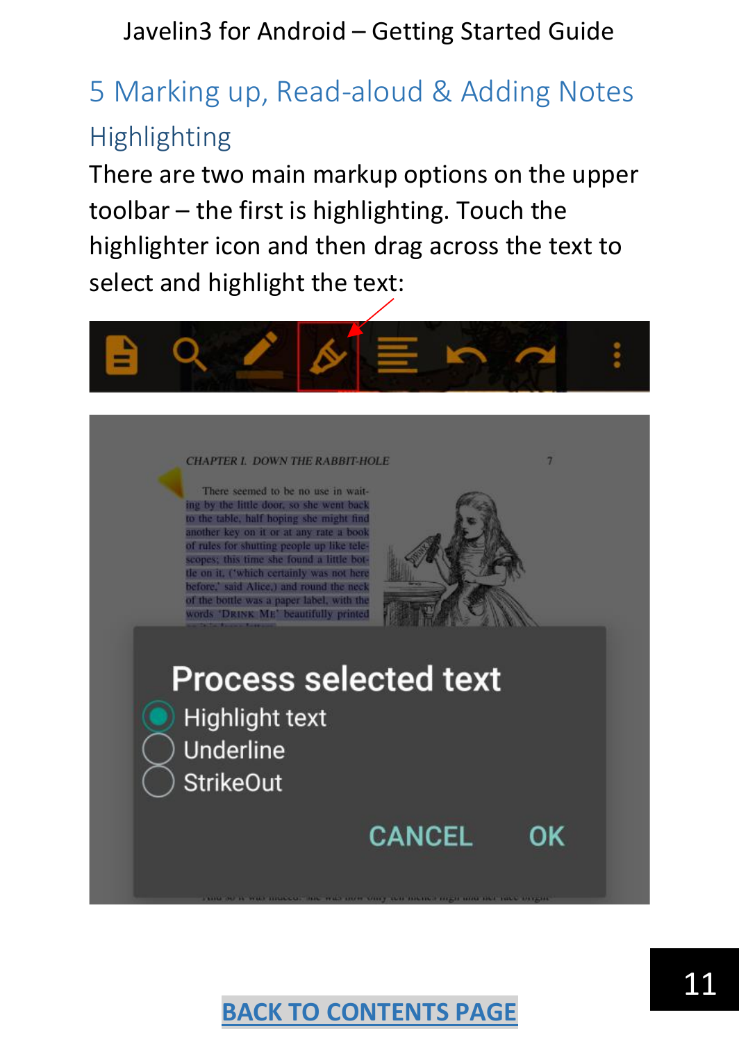# 5 Marking up, Read-aloud & Adding Notes

## Highlighting

There are two main markup options on the upper toolbar – the first is highlighting. Touch the highlighter icon and then drag across the text to select and highlight the text:

BACK TO CONTENTS PAGE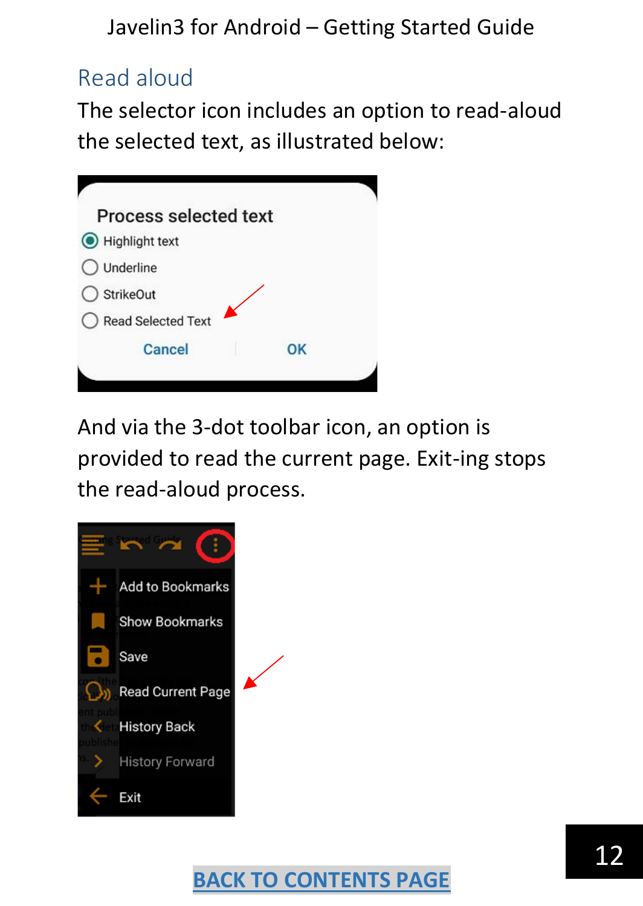## Read aloud

The selector icon includes an option to read-aloud the selected text, as illustrated below:

Process selected text

- Highlight text
- Underline
- StrikeOut
- Read Selected Text

Cancel OK

And via the 3-dot toolbar icon, an option is provided to read the current page. Exit-ing stops the read-aloud process.

- Add to Bookmarks
- Show Bookmarks
- Save
- Read Current Page
- History Back
- History Forward
- Exit

BACK TO CONTENTS PAGE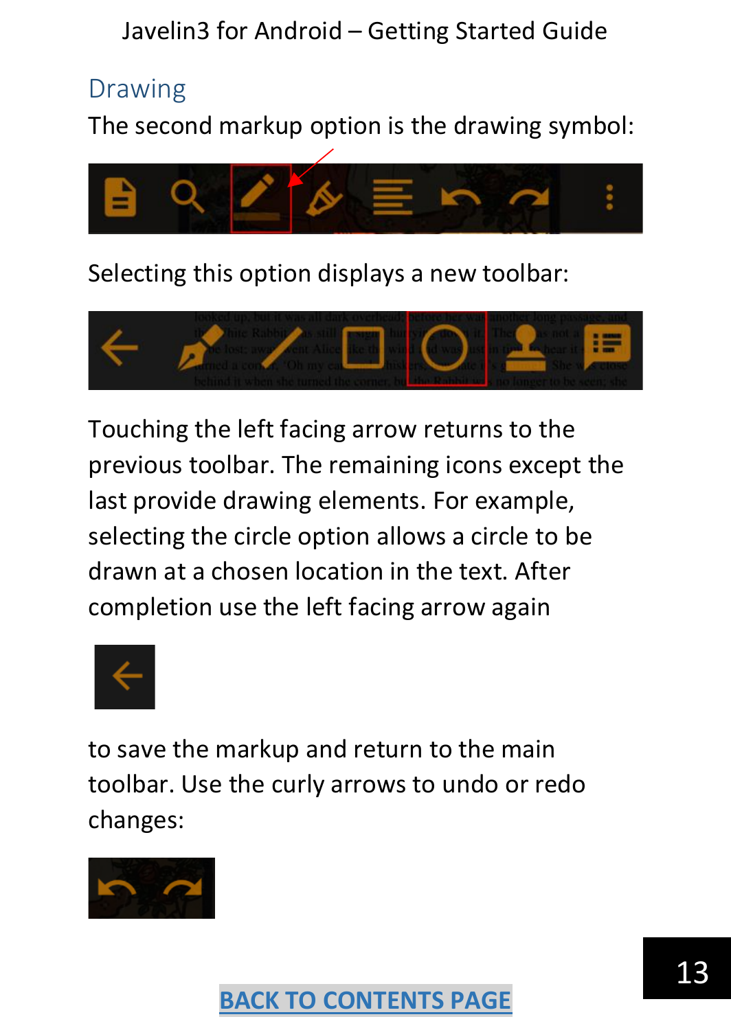## Drawing

The second markup option is the drawing symbol:

Selecting this option displays a new toolbar:

Touching the left facing arrow returns to the previous toolbar. The remaining icons except the last provide drawing elements. For example, selecting the circle option allows a circle to be drawn at a chosen location in the text. After completion use the left facing arrow again

to save the markup and return to the main toolbar. Use the curly arrows to undo or redo changes:

BACK TO CONTENTS PAGE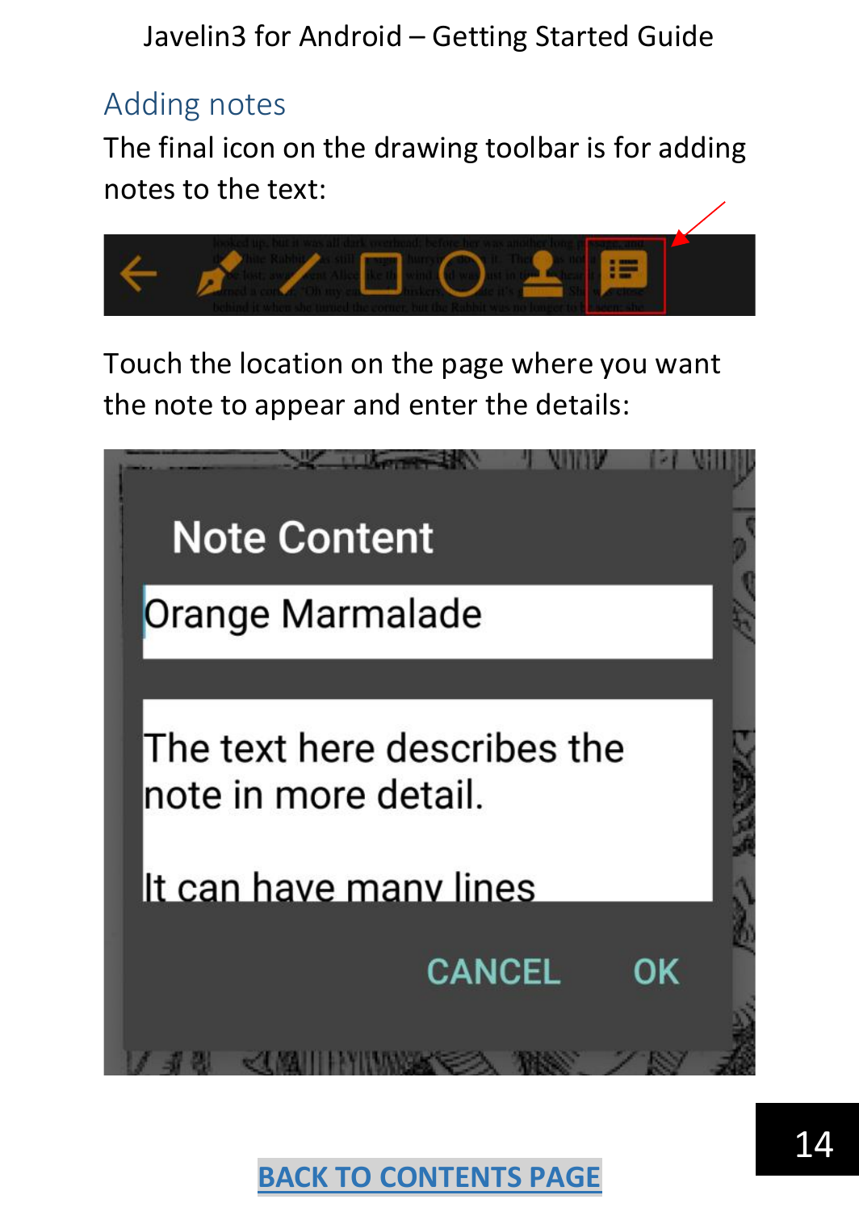## Adding notes

The final icon on the drawing toolbar is for adding notes to the text:

Touch the location on the page where you want the note to appear and enter the details:

[BACK TO CONTENTS PAGE]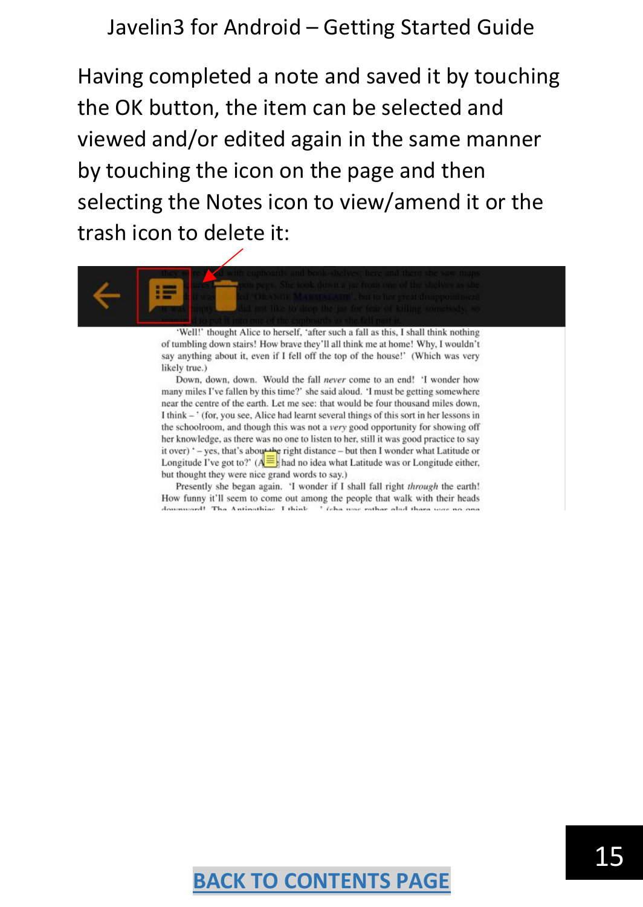Having completed a note and saved it by touching the OK button, the item can be selected and viewed and/or edited again in the same manner by touching the icon on the page and then selecting the Notes icon to view/amend it or the trash icon to delete it:

BACK TO CONTENTS PAGE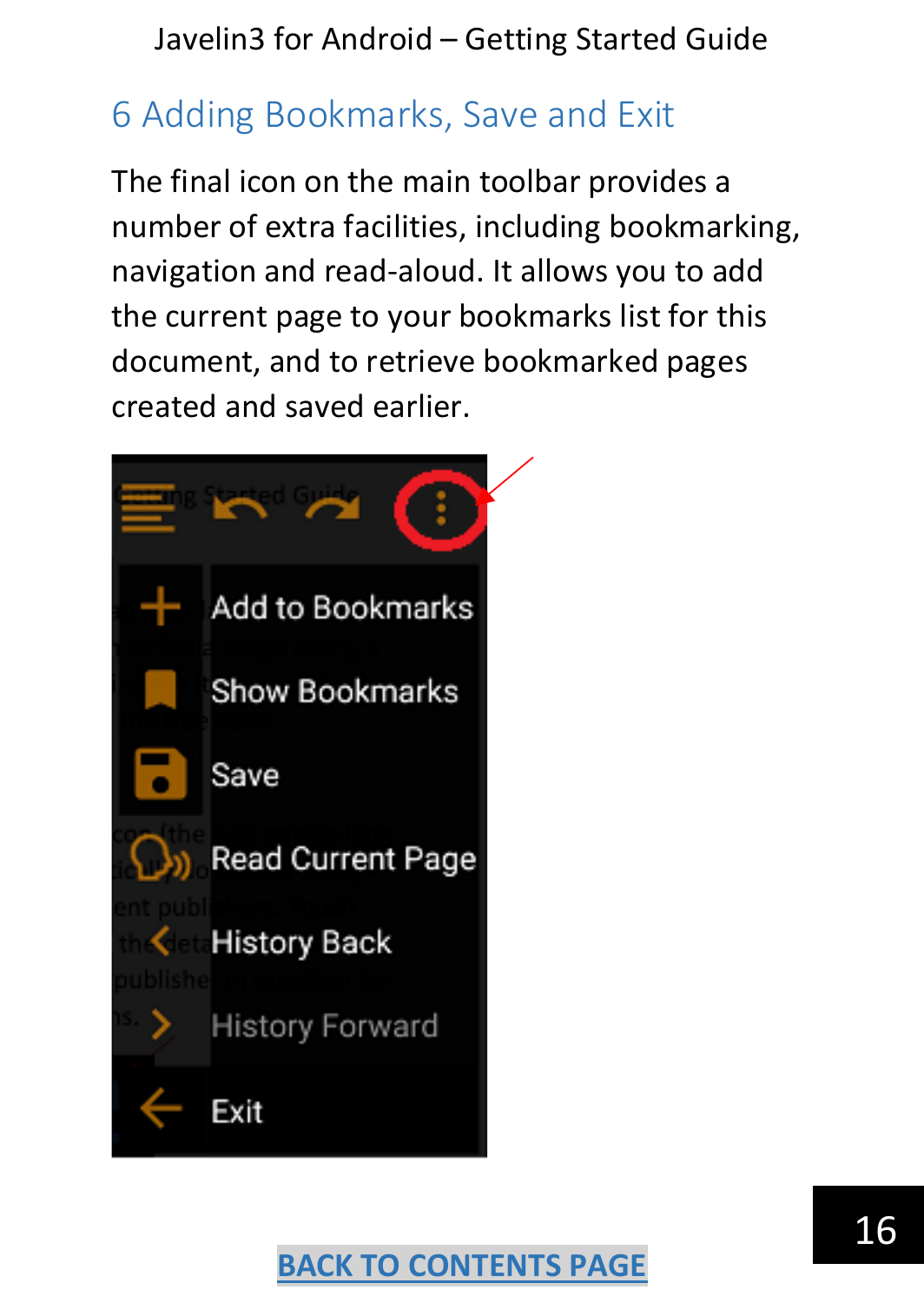# 6 Adding Bookmarks, Save and Exit

The final icon on the main toolbar provides a number of extra facilities, including bookmarking, navigation and read-aloud. It allows you to add the current page to your bookmarks list for this document, and to retrieve bookmarked pages created and saved earlier.

- Add to Bookmarks
- Show Bookmarks
- Save
- Read Current Page
- History Back
- History Forward
- Exit

BACK TO CONTENTS PAGE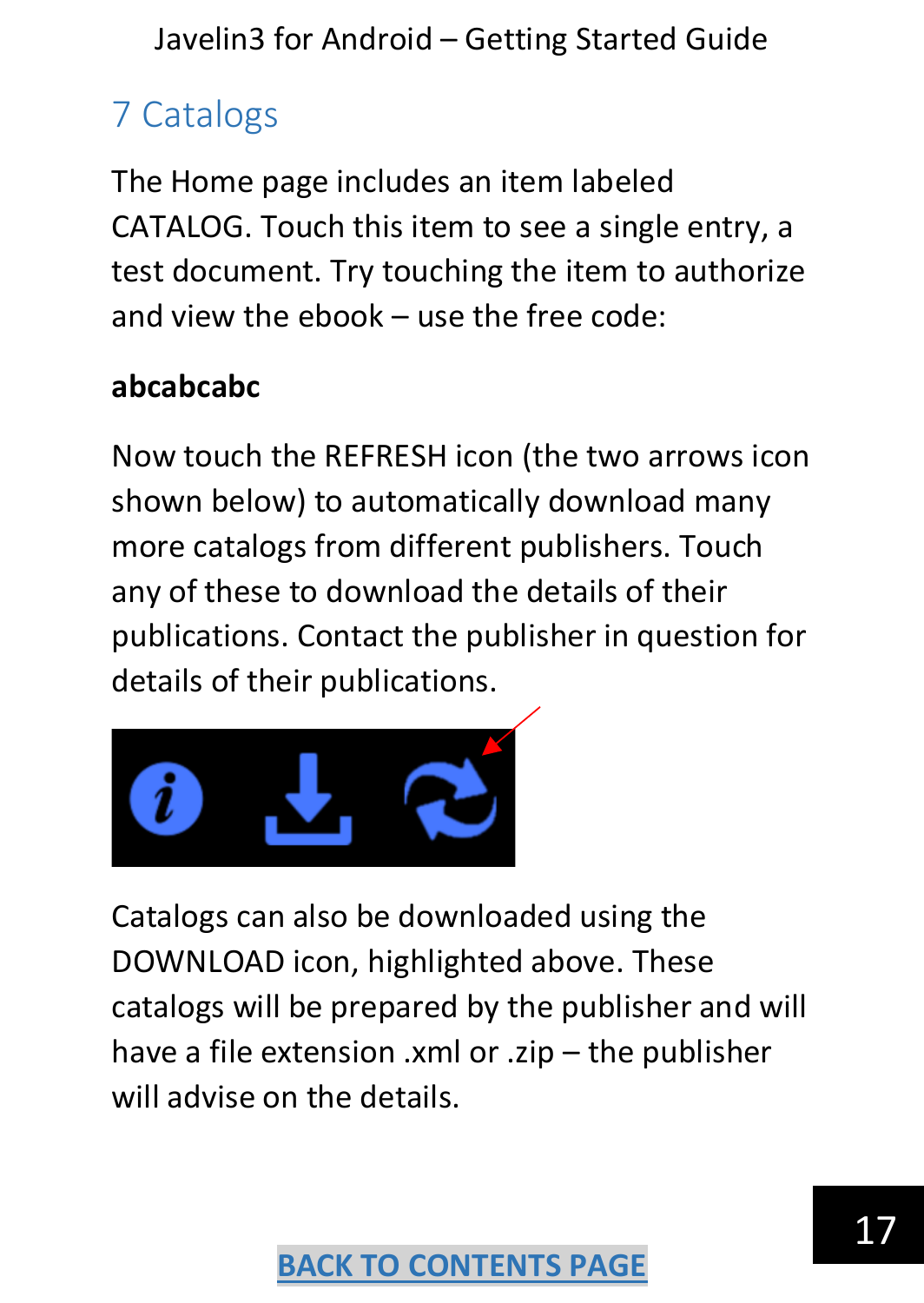# 7 Catalogs

The Home page includes an item labeled CATALOG. Touch this item to see a single entry, a test document. Try touching the item to authorize and view the ebook – use the free code:

**abcabcabc**

Now touch the REFRESH icon (the two arrows icon shown below) to automatically download many more catalogs from different publishers. Touch any of these to download the details of their publications. Contact the publisher in question for details of their publications.

Catalogs can also be downloaded using the DOWNLOAD icon, highlighted above. These catalogs will be prepared by the publisher and will have a file extension .xml or .zip – the publisher will advise on the details.

BACK TO CONTENTS PAGE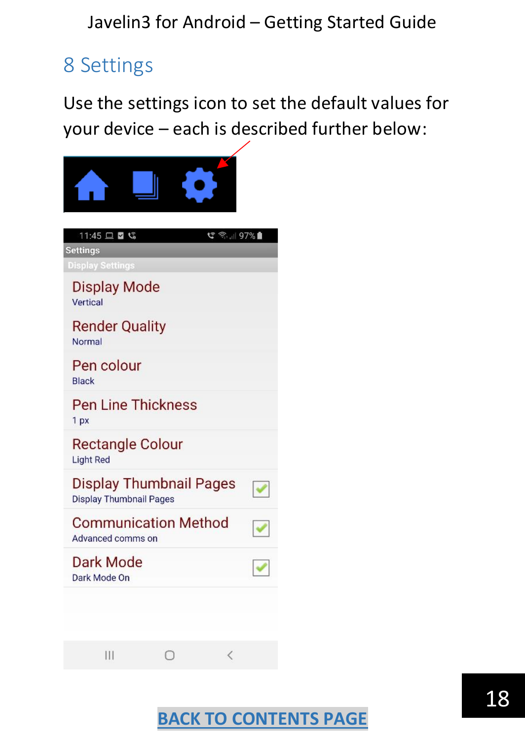# 8 Settings

Use the settings icon to set the default values for your device – each is described further below:

**Settings**

**Display Settings**

- **Display Mode** – Vertical
- **Render Quality** – Normal
- **Pen colour** – Black
- **Pen Line Thickness** – 1 px
- **Rectangle Colour** – Light Red
- **Display Thumbnail Pages** – Display Thumbnail Pages
- **Communication Method** – Advanced comms on
- **Dark Mode** – Dark Mode On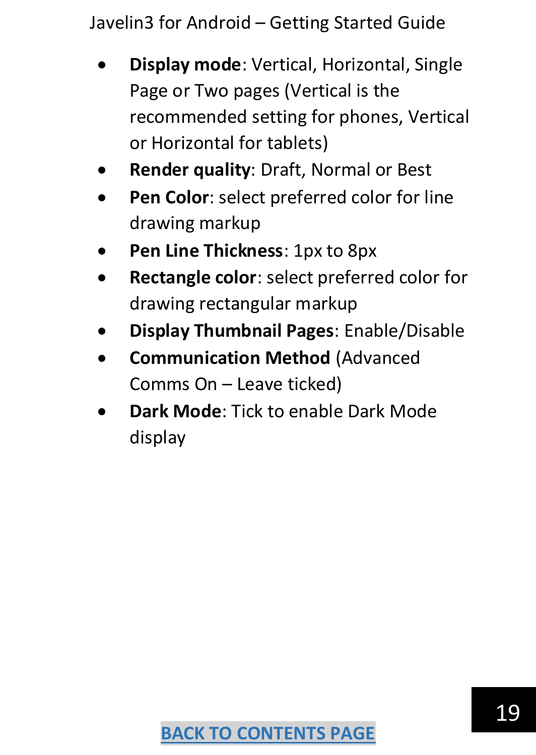- **Display mode**: Vertical, Horizontal, Single Page or Two pages (Vertical is the recommended setting for phones, Vertical or Horizontal for tablets)
- **Render quality**: Draft, Normal or Best
- **Pen Color**: select preferred color for line drawing markup
- **Pen Line Thickness**: 1px to 8px
- **Rectangle color**: select preferred color for drawing rectangular markup
- **Display Thumbnail Pages**: Enable/Disable
- **Communication Method** (Advanced Comms On – Leave ticked)
- **Dark Mode**: Tick to enable Dark Mode display

BACK TO CONTENTS PAGE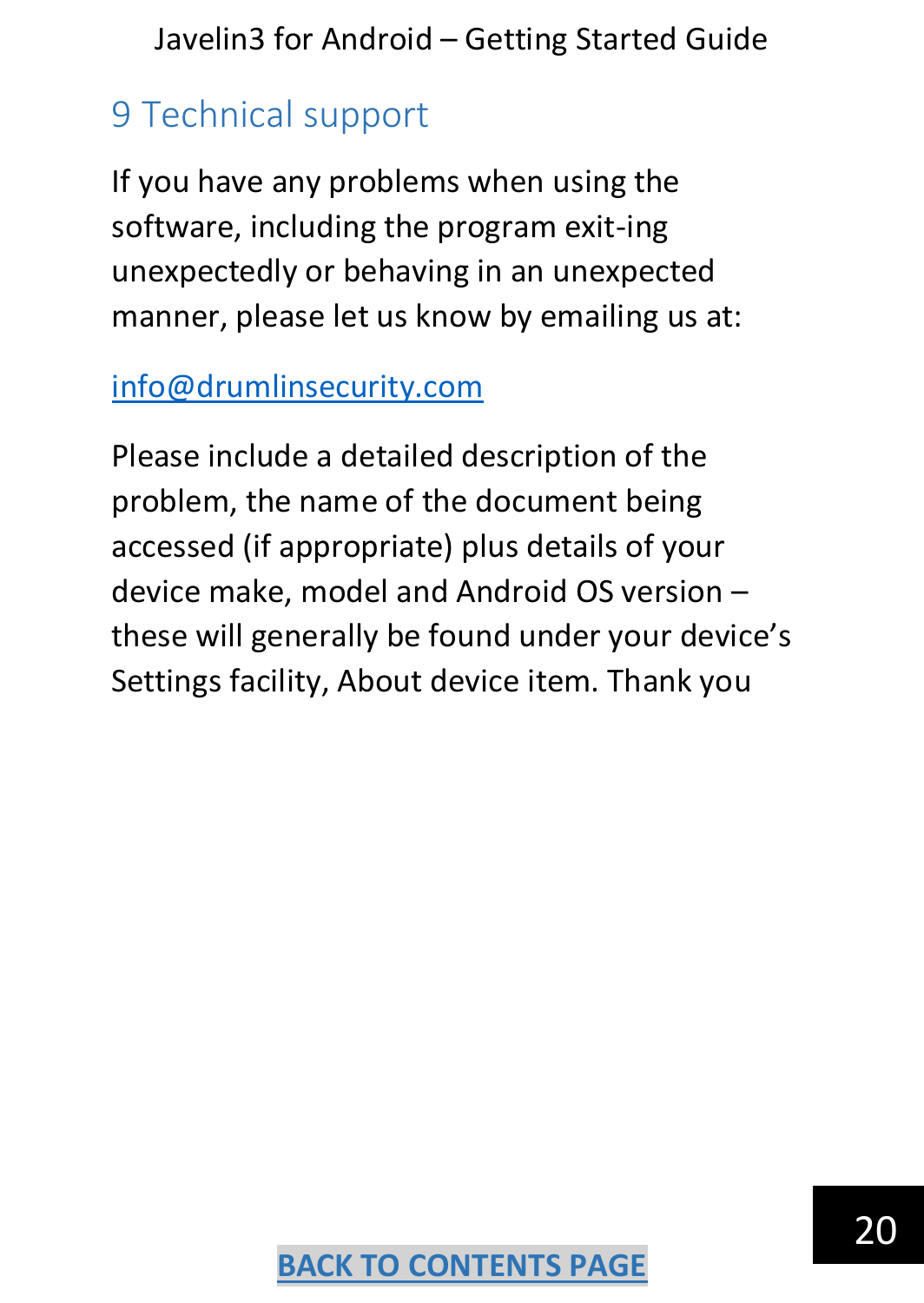# 9 Technical support

If you have any problems when using the software, including the program exit-ing unexpectedly or behaving in an unexpected manner, please let us know by emailing us at:

info@drumlinsecurity.com

Please include a detailed description of the problem, the name of the document being accessed (if appropriate) plus details of your device make, model and Android OS version – these will generally be found under your device's Settings facility, About device item. Thank you

**BACK TO CONTENTS PAGE**